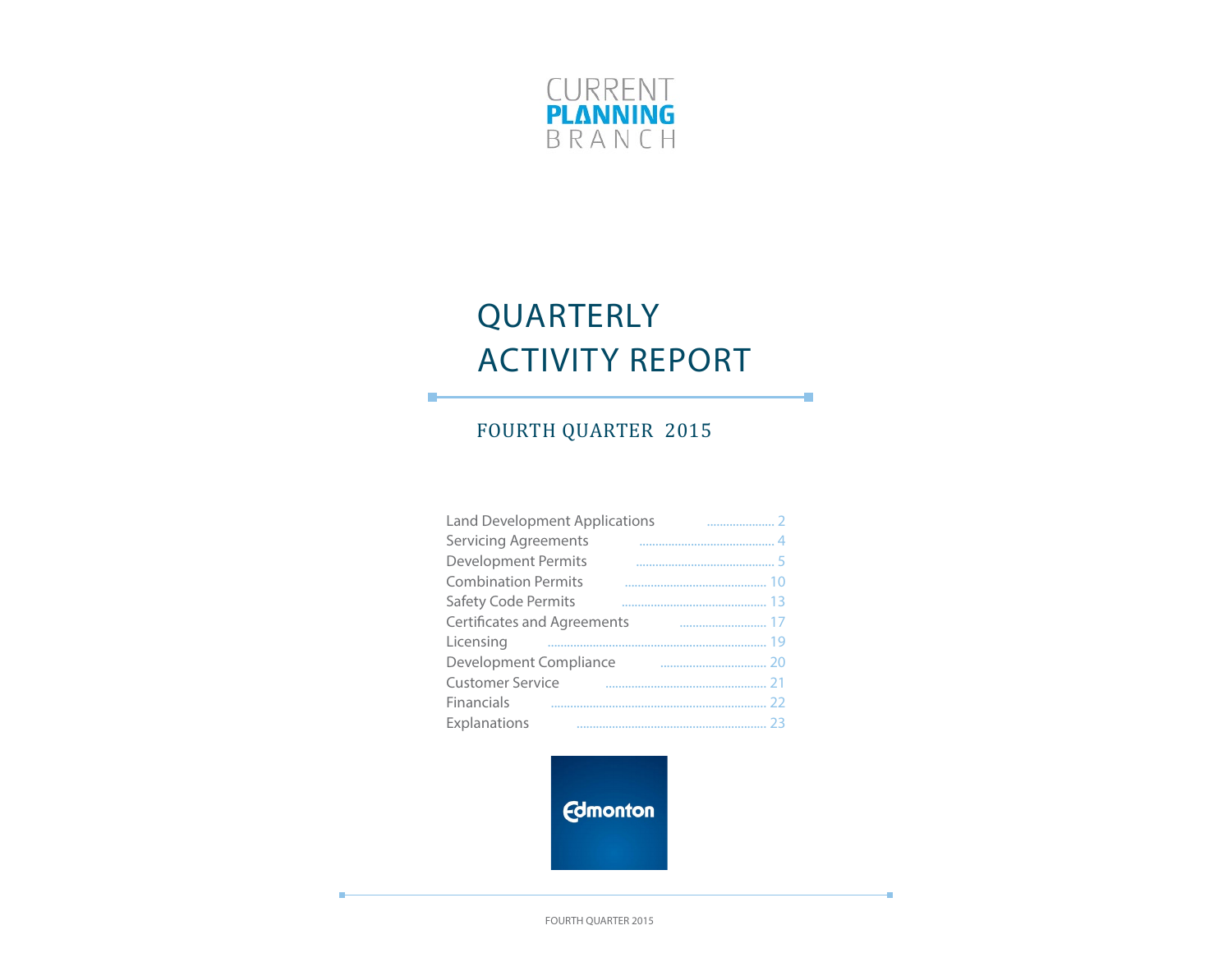CURRENT
**PLANNING**
BRANCH

# QUARTERLY ACTIVITY REPORT

## FOURTH QUARTER 2015

| | |
|---|---|
| Land Development Applications | 2 |
| Servicing Agreements | 4 |
| Development Permits | 5 |
| Combination Permits | 10 |
| Safety Code Permits | 13 |
| Certificates and Agreements | 17 |
| Licensing | 19 |
| Development Compliance | 20 |
| Customer Service | 21 |
| Financials | 22 |
| Explanations | 23 |

Edmonton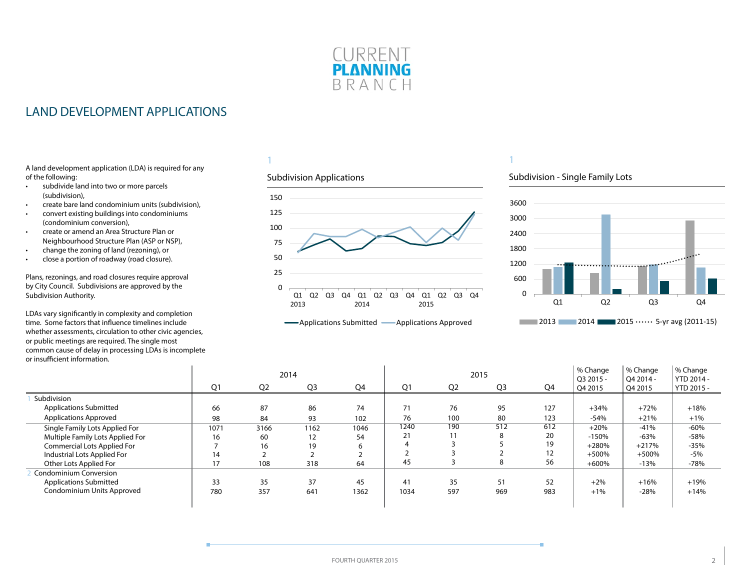CURRENT
**PLANNING**
BRANCH

# LAND DEVELOPMENT APPLICATIONS

A land development application (LDA) is required for any of the following:

- subdivide land into two or more parcels (subdivision),
- create bare land condominium units (subdivision),
- convert existing buildings into condominiums (condominium conversion),
- create or amend an Area Structure Plan or Neighbourhood Structure Plan (ASP or NSP),
- change the zoning of land (rezoning), or
- close a portion of roadway (road closure).

Plans, rezonings, and road closures require approval by City Council. Subdivisions are approved by the Subdivision Authority.

LDAs vary significantly in complexity and completion time. Some factors that influence timelines include whether assessments, circulation to other civic agencies, or public meetings are required. The single most common cause of delay in processing LDAs is incomplete or insufficient information.

1

**Subdivision Applications**

Applications Submitted — Applications Approved

1

**Subdivision - Single Family Lots**

2013 / 2014 / 2015 / 5-yr avg (2011-15)

| | 2014 Q1 | 2014 Q2 | 2014 Q3 | 2014 Q4 | 2015 Q1 | 2015 Q2 | 2015 Q3 | 2015 Q4 | % Change Q3 2015 - Q4 2015 | % Change Q4 2014 - Q4 2015 | % Change YTD 2014 - YTD 2015 - |
|---|---|---|---|---|---|---|---|---|---|---|---|
| 1 Subdivision | | | | | | | | | | | |
| Applications Submitted | 66 | 87 | 86 | 74 | 71 | 76 | 95 | 127 | +34% | +72% | +18% |
| Applications Approved | 98 | 84 | 93 | 102 | 76 | 100 | 80 | 123 | -54% | +21% | +1% |
| Single Family Lots Applied For | 1071 | 3166 | 1162 | 1046 | 1240 | 190 | 512 | 612 | +20% | -41% | -60% |
| Multiple Family Lots Applied For | 16 | 60 | 12 | 54 | 21 | 11 | 8 | 20 | -150% | -63% | -58% |
| Commercial Lots Applied For | 7 | 16 | 19 | 6 | 4 | 3 | 5 | 19 | +280% | +217% | -35% |
| Industrial Lots Applied For | 14 | 2 | 2 | 2 | 2 | 3 | 2 | 12 | +500% | +500% | -5% |
| Other Lots Applied For | 17 | 108 | 318 | 64 | 45 | 3 | 8 | 56 | +600% | -13% | -78% |
| 2 Condominium Conversion | | | | | | | | | | | |
| Applications Submitted | 33 | 35 | 37 | 45 | 41 | 35 | 51 | 52 | +2% | +16% | +19% |
| Condominium Units Approved | 780 | 357 | 641 | 1362 | 1034 | 597 | 969 | 983 | +1% | -28% | +14% |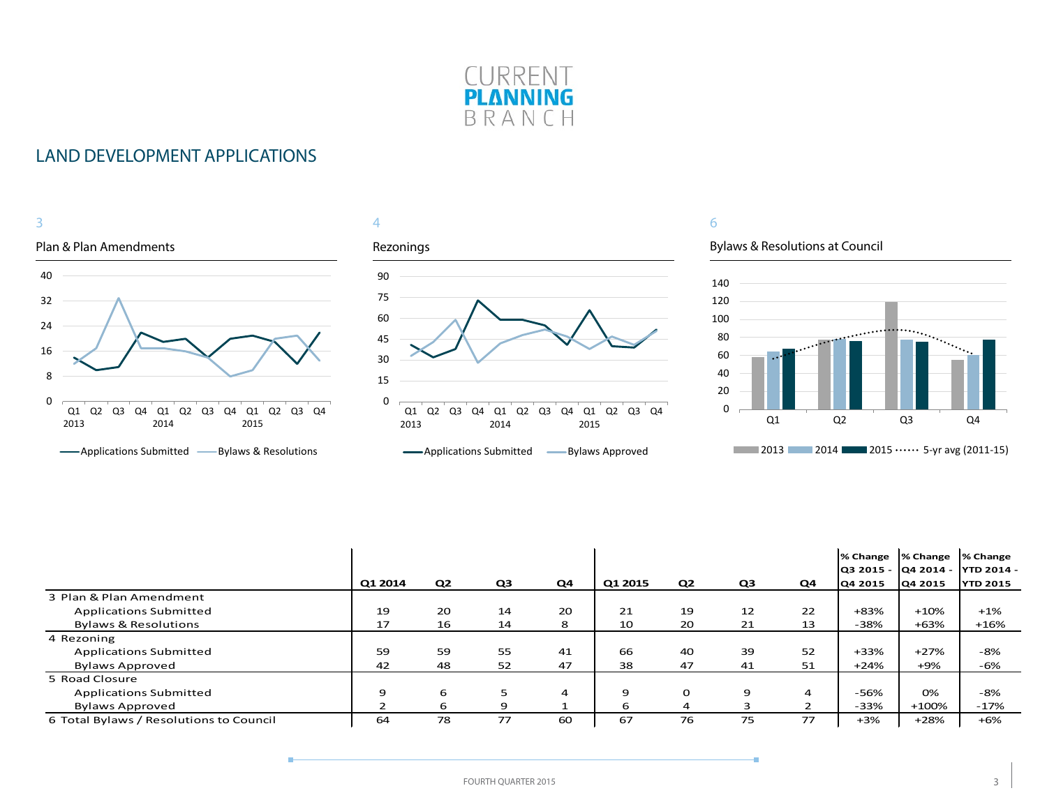CURRENT **PLANNING** BRANCH

## LAND DEVELOPMENT APPLICATIONS

3

### Plan & Plan Amendments

4

### Rezonings

6

### Bylaws & Resolutions at Council

| | Q1 2014 | Q2 | Q3 | Q4 | Q1 2015 | Q2 | Q3 | Q4 | % Change Q3 2015 - Q4 2015 | % Change Q4 2014 - Q4 2015 | % Change YTD 2014 - YTD 2015 |
|---|---|---|---|---|---|---|---|---|---|---|---|
| 3 Plan & Plan Amendment | | | | | | | | | | | |
| Applications Submitted | 19 | 20 | 14 | 20 | 21 | 19 | 12 | 22 | +83% | +10% | +1% |
| Bylaws & Resolutions | 17 | 16 | 14 | 8 | 10 | 20 | 21 | 13 | -38% | +63% | +16% |
| 4 Rezoning | | | | | | | | | | | |
| Applications Submitted | 59 | 59 | 55 | 41 | 66 | 40 | 39 | 52 | +33% | +27% | -8% |
| Bylaws Approved | 42 | 48 | 52 | 47 | 38 | 47 | 41 | 51 | +24% | +9% | -6% |
| 5 Road Closure | | | | | | | | | | | |
| Applications Submitted | 9 | 6 | 5 | 4 | 9 | 0 | 9 | 4 | -56% | 0% | -8% |
| Bylaws Approved | 2 | 6 | 9 | 1 | 6 | 4 | 3 | 2 | -33% | +100% | -17% |
| 6 Total Bylaws / Resolutions to Council | 64 | 78 | 77 | 60 | 67 | 76 | 75 | 77 | +3% | +28% | +6% |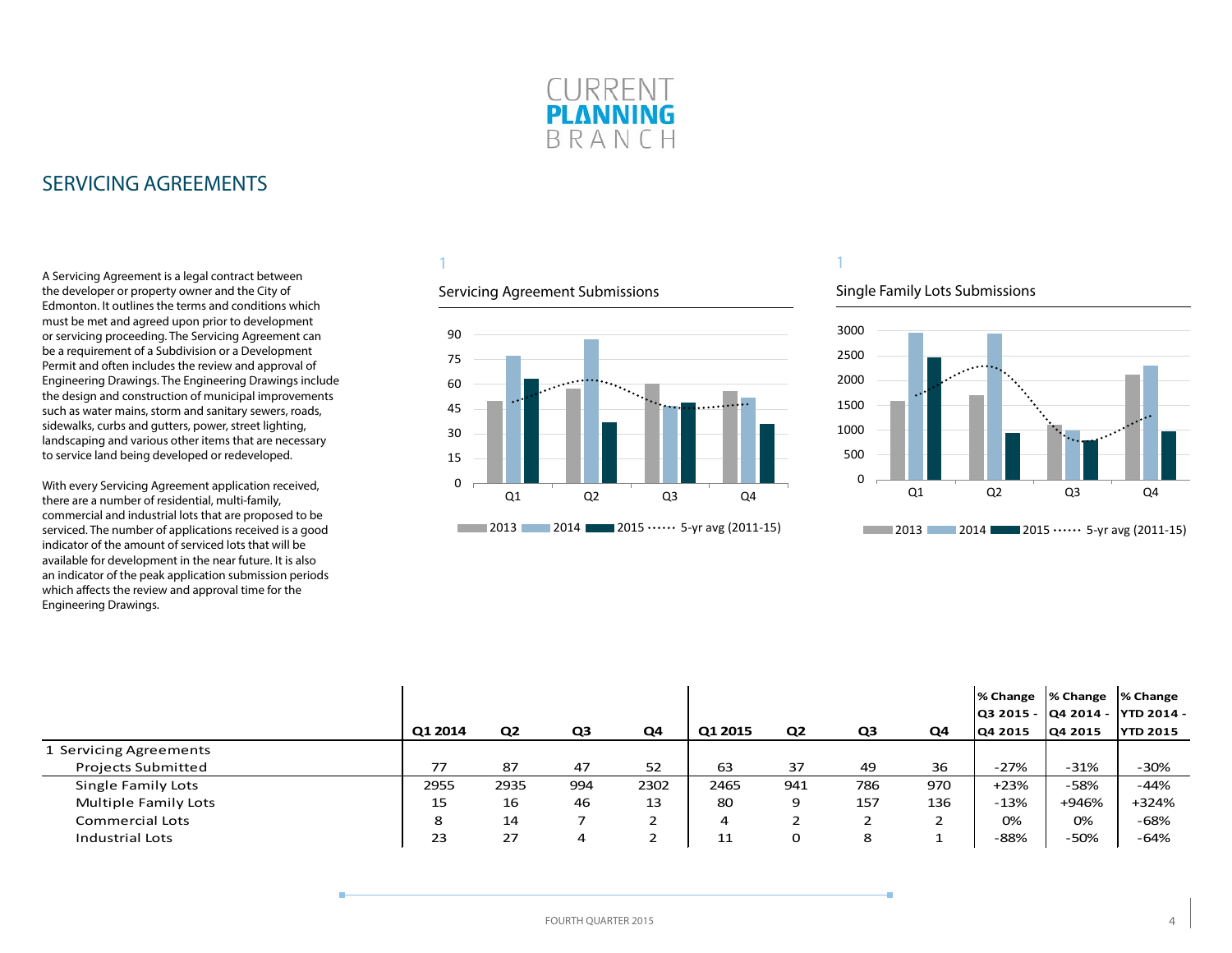# SERVICING AGREEMENTS

A Servicing Agreement is a legal contract between the developer or property owner and the City of Edmonton. It outlines the terms and conditions which must be met and agreed upon prior to development or servicing proceeding. The Servicing Agreement can be a requirement of a Subdivision or a Development Permit and often includes the review and approval of Engineering Drawings. The Engineering Drawings include the design and construction of municipal improvements such as water mains, storm and sanitary sewers, roads, sidewalks, curbs and gutters, power, street lighting, landscaping and various other items that are necessary to service land being developed or redeveloped.

With every Servicing Agreement application received, there are a number of residential, multi-family, commercial and industrial lots that are proposed to be serviced. The number of applications received is a good indicator of the amount of serviced lots that will be available for development in the near future. It is also an indicator of the peak application submission periods which affects the review and approval time for the Engineering Drawings.

1

Servicing Agreement Submissions

1

Single Family Lots Submissions

| | Q1 2014 | Q2 | Q3 | Q4 | Q1 2015 | Q2 | Q3 | Q4 | % Change Q3 2015 - Q4 2015 | % Change Q4 2014 - Q4 2015 | % Change YTD 2014 - YTD 2015 |
|---|---|---|---|---|---|---|---|---|---|---|---|
| 1 Servicing Agreements | | | | | | | | | | | |
| Projects Submitted | 77 | 87 | 47 | 52 | 63 | 37 | 49 | 36 | -27% | -31% | -30% |
| Single Family Lots | 2955 | 2935 | 994 | 2302 | 2465 | 941 | 786 | 970 | +23% | -58% | -44% |
| Multiple Family Lots | 15 | 16 | 46 | 13 | 80 | 9 | 157 | 136 | -13% | +946% | +324% |
| Commercial Lots | 8 | 14 | 7 | 2 | 4 | 2 | 2 | 2 | 0% | 0% | -68% |
| Industrial Lots | 23 | 27 | 4 | 2 | 11 | 0 | 8 | 1 | -88% | -50% | -64% |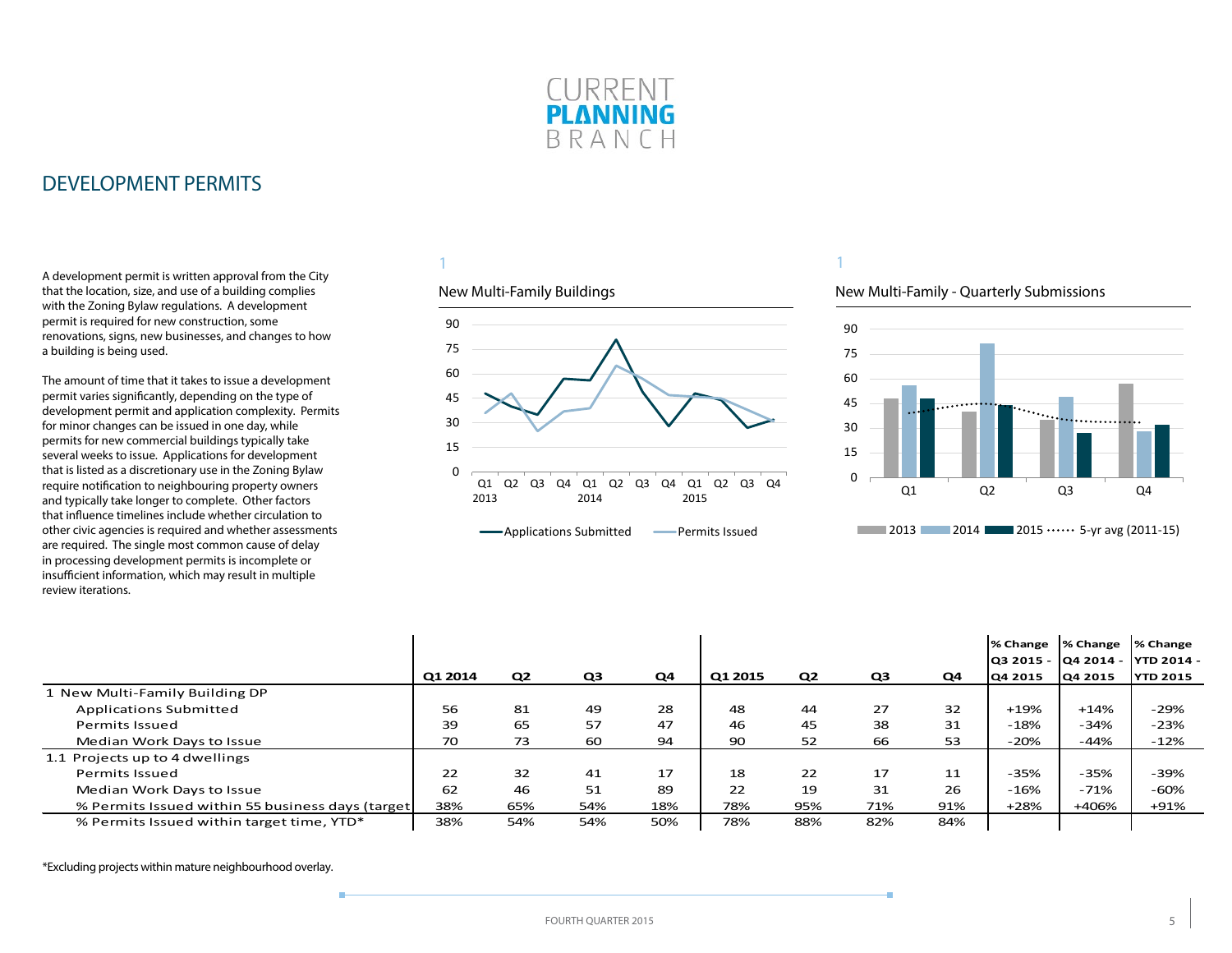CURRENT **PLANNING** BRANCH

## DEVELOPMENT PERMITS

A development permit is written approval from the City that the location, size, and use of a building complies with the Zoning Bylaw regulations. A development permit is required for new construction, some renovations, signs, new businesses, and changes to how a building is being used.

The amount of time that it takes to issue a development permit varies significantly, depending on the type of development permit and application complexity. Permits for minor changes can be issued in one day, while permits for new commercial buildings typically take several weeks to issue. Applications for development that is listed as a discretionary use in the Zoning Bylaw require notification to neighbouring property owners and typically take longer to complete. Other factors that influence timelines include whether circulation to other civic agencies is required and whether assessments are required. The single most common cause of delay in processing development permits is incomplete or insufficient information, which may result in multiple review iterations.

1

New Multi-Family Buildings

1

New Multi-Family - Quarterly Submissions

| | Q1 2014 | Q2 | Q3 | Q4 | Q1 2015 | Q2 | Q3 | Q4 | % Change Q3 2015 - Q4 2015 | % Change Q4 2014 - Q4 2015 | % Change YTD 2014 - YTD 2015 |
|---|---|---|---|---|---|---|---|---|---|---|---|
| 1 New Multi-Family Building DP | | | | | | | | | | | |
| Applications Submitted | 56 | 81 | 49 | 28 | 48 | 44 | 27 | 32 | +19% | +14% | -29% |
| Permits Issued | 39 | 65 | 57 | 47 | 46 | 45 | 38 | 31 | -18% | -34% | -23% |
| Median Work Days to Issue | 70 | 73 | 60 | 94 | 90 | 52 | 66 | 53 | -20% | -44% | -12% |
| 1.1 Projects up to 4 dwellings | | | | | | | | | | | |
| Permits Issued | 22 | 32 | 41 | 17 | 18 | 22 | 17 | 11 | -35% | -35% | -39% |
| Median Work Days to Issue | 62 | 46 | 51 | 89 | 22 | 19 | 31 | 26 | -16% | -71% | -60% |
| % Permits Issued within 55 business days (target | 38% | 65% | 54% | 18% | 78% | 95% | 71% | 91% | +28% | +406% | +91% |
| % Permits Issued within target time, YTD* | 38% | 54% | 54% | 50% | 78% | 88% | 82% | 84% | | | |

*Excluding projects within mature neighbourhood overlay.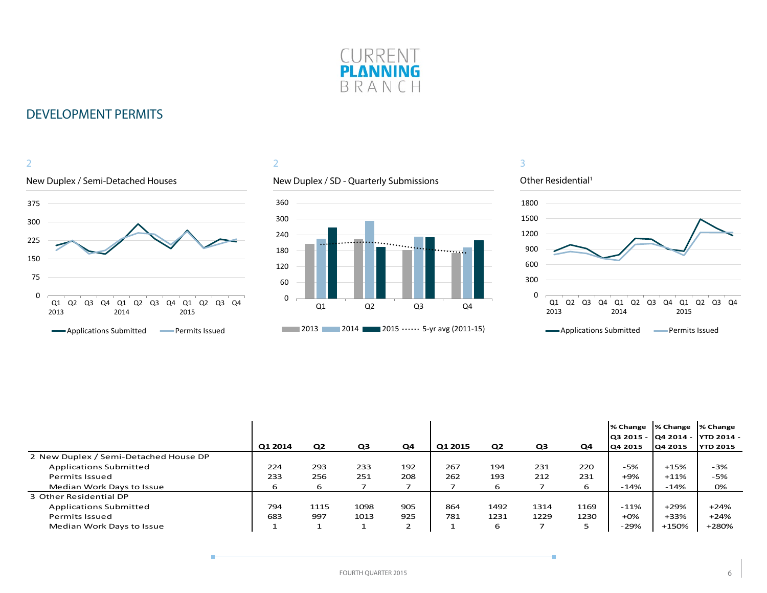# DEVELOPMENT PERMITS

2

New Duplex / Semi-Detached Houses

2

New Duplex / SD - Quarterly Submissions

3

Other Residential[1]

| | Q1 2014 | Q2 | Q3 | Q4 | Q1 2015 | Q2 | Q3 | Q4 | % Change Q3 2015 - Q4 2015 | % Change Q4 2014 - Q4 2015 | % Change YTD 2014 - YTD 2015 |
|---|---|---|---|---|---|---|---|---|---|---|---|
| 2 New Duplex / Semi-Detached House DP | | | | | | | | | | | |
| Applications Submitted | 224 | 293 | 233 | 192 | 267 | 194 | 231 | 220 | -5% | +15% | -3% |
| Permits Issued | 233 | 256 | 251 | 208 | 262 | 193 | 212 | 231 | +9% | +11% | -5% |
| Median Work Days to Issue | 6 | 6 | 7 | 7 | 7 | 6 | 7 | 6 | -14% | -14% | 0% |
| 3 Other Residential DP | | | | | | | | | | | |
| Applications Submitted | 794 | 1115 | 1098 | 905 | 864 | 1492 | 1314 | 1169 | -11% | +29% | +24% |
| Permits Issued | 683 | 997 | 1013 | 925 | 781 | 1231 | 1229 | 1230 | +0% | +33% | +24% |
| Median Work Days to Issue | 1 | 1 | 1 | 2 | 1 | 6 | 7 | 5 | -29% | +150% | +280% |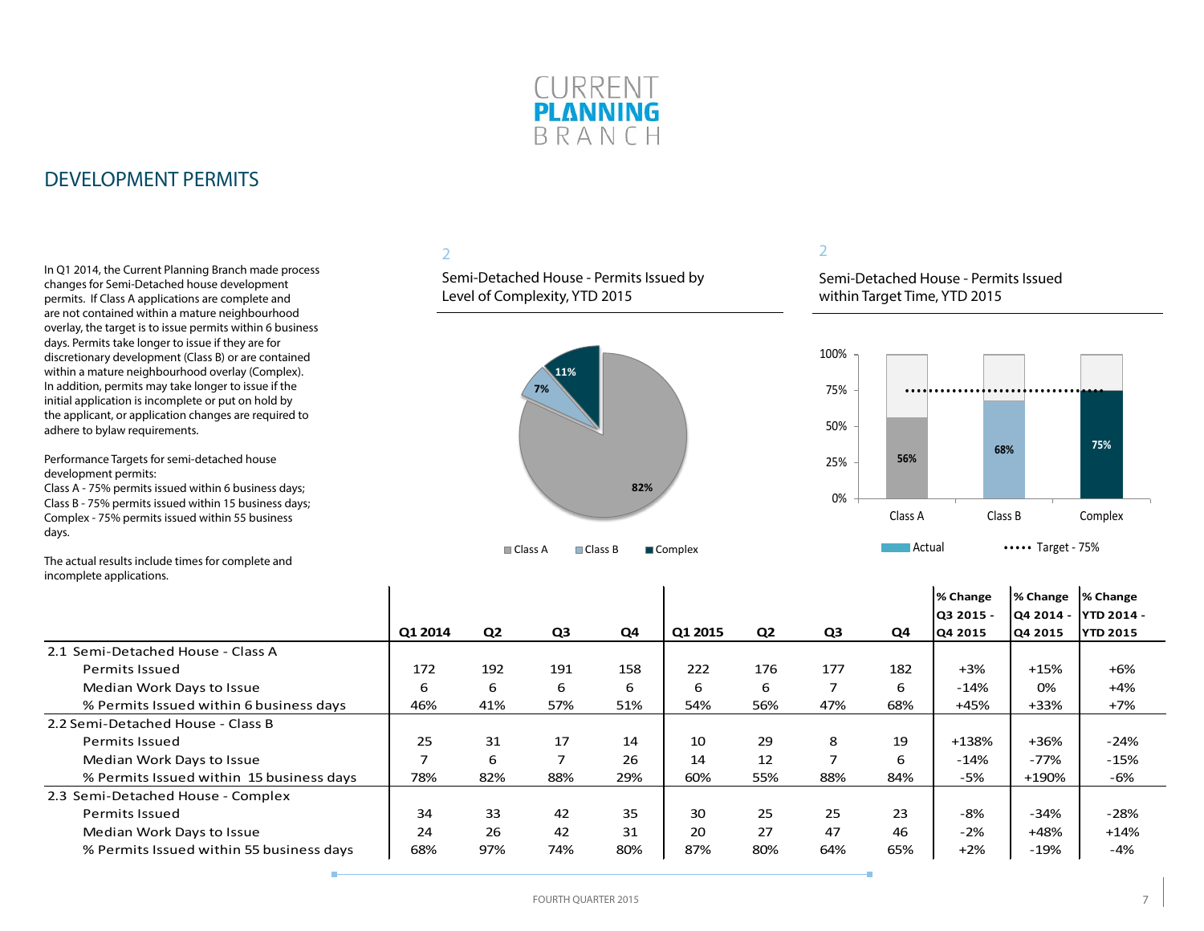CURRENT **PLANNING** BRANCH

# DEVELOPMENT PERMITS

In Q1 2014, the Current Planning Branch made process changes for Semi-Detached house development permits. If Class A applications are complete and are not contained within a mature neighbourhood overlay, the target is to issue permits within 6 business days. Permits take longer to issue if they are for discretionary development (Class B) or are contained within a mature neighbourhood overlay (Complex). In addition, permits may take longer to issue if the initial application is incomplete or put on hold by the applicant, or application changes are required to adhere to bylaw requirements.

Performance Targets for semi-detached house development permits:
Class A - 75% permits issued within 6 business days;
Class B - 75% permits issued within 15 business days;
Complex - 75% permits issued within 55 business days.

The actual results include times for complete and incomplete applications.

2

Semi-Detached House - Permits Issued by Level of Complexity, YTD 2015

- Class A: 82%
- Class B: 7%
- Complex: 11%

2

Semi-Detached House - Permits Issued within Target Time, YTD 2015

| | Actual | Target |
|---|---|---|
| Class A | 56% | 75% |
| Class B | 68% | 75% |
| Complex | 75% | 75% |

| | Q1 2014 | Q2 | Q3 | Q4 | Q1 2015 | Q2 | Q3 | Q4 | % Change Q3 2015 - Q4 2015 | % Change Q4 2014 - Q4 2015 | % Change YTD 2014 - YTD 2015 |
|---|---|---|---|---|---|---|---|---|---|---|---|
| **2.1 Semi-Detached House - Class A** | | | | | | | | | | | |
| Permits Issued | 172 | 192 | 191 | 158 | 222 | 176 | 177 | 182 | +3% | +15% | +6% |
| Median Work Days to Issue | 6 | 6 | 6 | 6 | 6 | 6 | 7 | 6 | -14% | 0% | +4% |
| % Permits Issued within 6 business days | 46% | 41% | 57% | 51% | 54% | 56% | 47% | 68% | +45% | +33% | +7% |
| **2.2 Semi-Detached House - Class B** | | | | | | | | | | | |
| Permits Issued | 25 | 31 | 17 | 14 | 10 | 29 | 8 | 19 | +138% | +36% | -24% |
| Median Work Days to Issue | 7 | 6 | 7 | 26 | 14 | 12 | 7 | 6 | -14% | -77% | -15% |
| % Permits Issued within 15 business days | 78% | 82% | 88% | 29% | 60% | 55% | 88% | 84% | -5% | +190% | -6% |
| **2.3 Semi-Detached House - Complex** | | | | | | | | | | | |
| Permits Issued | 34 | 33 | 42 | 35 | 30 | 25 | 25 | 23 | -8% | -34% | -28% |
| Median Work Days to Issue | 24 | 26 | 42 | 31 | 20 | 27 | 47 | 46 | -2% | +48% | +14% |
| % Permits Issued within 55 business days | 68% | 97% | 74% | 80% | 87% | 80% | 64% | 65% | +2% | -19% | -4% |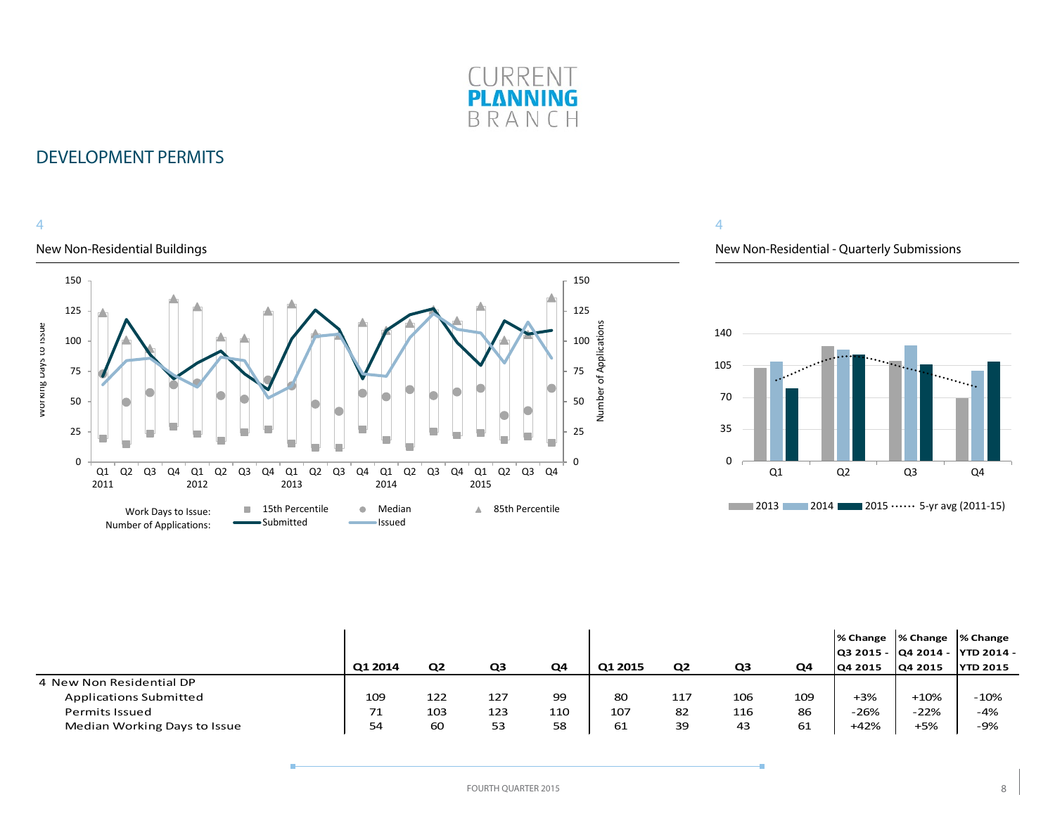# CURRENT PLANNING BRANCH

## DEVELOPMENT PERMITS

4

New Non-Residential Buildings

Work Days to Issue: 15th Percentile, Median, 85th Percentile
Number of Applications: Submitted, Issued

4

New Non-Residential - Quarterly Submissions

2013, 2014, 2015, 5-yr avg (2011-15)

| | Q1 2014 | Q2 | Q3 | Q4 | Q1 2015 | Q2 | Q3 | Q4 | % Change Q3 2015 - Q4 2015 | % Change Q4 2014 - Q4 2015 | % Change YTD 2014 - YTD 2015 |
|---|---|---|---|---|---|---|---|---|---|---|---|
| 4 New Non Residential DP | | | | | | | | | | | |
| Applications Submitted | 109 | 122 | 127 | 99 | 80 | 117 | 106 | 109 | +3% | +10% | -10% |
| Permits Issued | 71 | 103 | 123 | 110 | 107 | 82 | 116 | 86 | -26% | -22% | -4% |
| Median Working Days to Issue | 54 | 60 | 53 | 58 | 61 | 39 | 43 | 61 | +42% | +5% | -9% |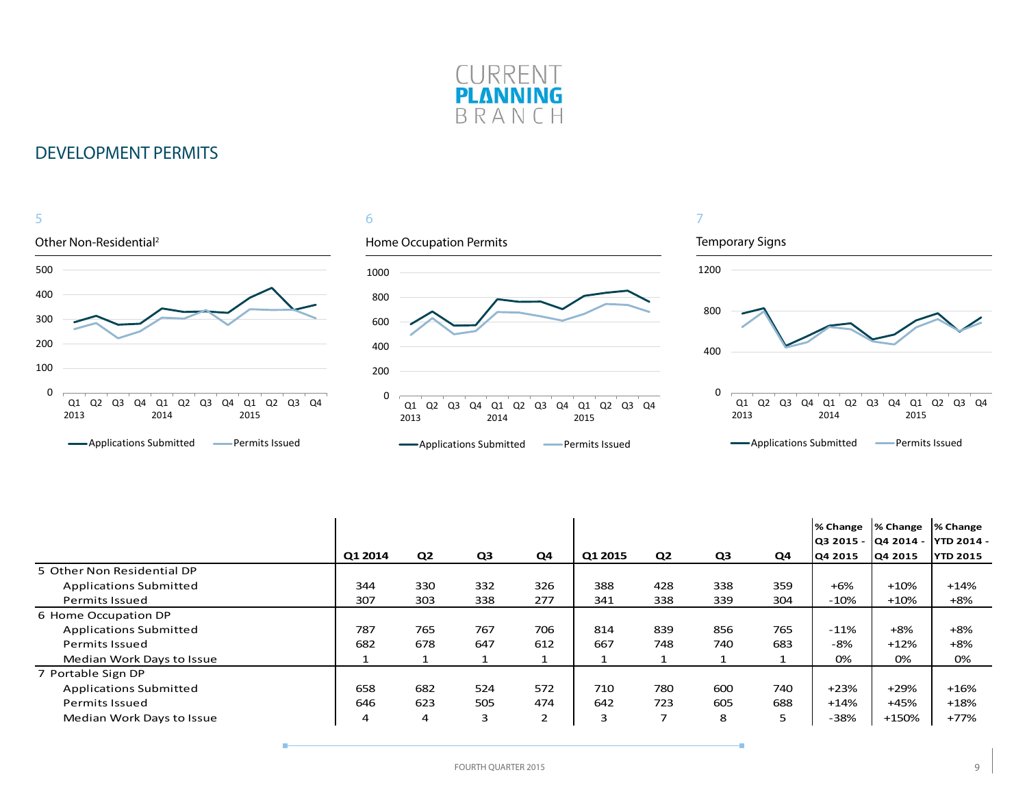# CURRENT PLANNING BRANCH

## DEVELOPMENT PERMITS

5

Other Non-Residential[2]

6

Home Occupation Permits

7

Temporary Signs

| | Q1 2014 | Q2 | Q3 | Q4 | Q1 2015 | Q2 | Q3 | Q4 | % Change Q3 2015 - Q4 2015 | % Change Q4 2014 - Q4 2015 | % Change YTD 2014 - YTD 2015 |
|---|---|---|---|---|---|---|---|---|---|---|---|
| 5 Other Non Residential DP | | | | | | | | | | | |
| Applications Submitted | 344 | 330 | 332 | 326 | 388 | 428 | 338 | 359 | +6% | +10% | +14% |
| Permits Issued | 307 | 303 | 338 | 277 | 341 | 338 | 339 | 304 | -10% | +10% | +8% |
| 6 Home Occupation DP | | | | | | | | | | | |
| Applications Submitted | 787 | 765 | 767 | 706 | 814 | 839 | 856 | 765 | -11% | +8% | +8% |
| Permits Issued | 682 | 678 | 647 | 612 | 667 | 748 | 740 | 683 | -8% | +12% | +8% |
| Median Work Days to Issue | 1 | 1 | 1 | 1 | 1 | 1 | 1 | 1 | 0% | 0% | 0% |
| 7 Portable Sign DP | | | | | | | | | | | |
| Applications Submitted | 658 | 682 | 524 | 572 | 710 | 780 | 600 | 740 | +23% | +29% | +16% |
| Permits Issued | 646 | 623 | 505 | 474 | 642 | 723 | 605 | 688 | +14% | +45% | +18% |
| Median Work Days to Issue | 4 | 4 | 3 | 2 | 3 | 7 | 8 | 5 | -38% | +150% | +77% |

FOURTH QUARTER 2015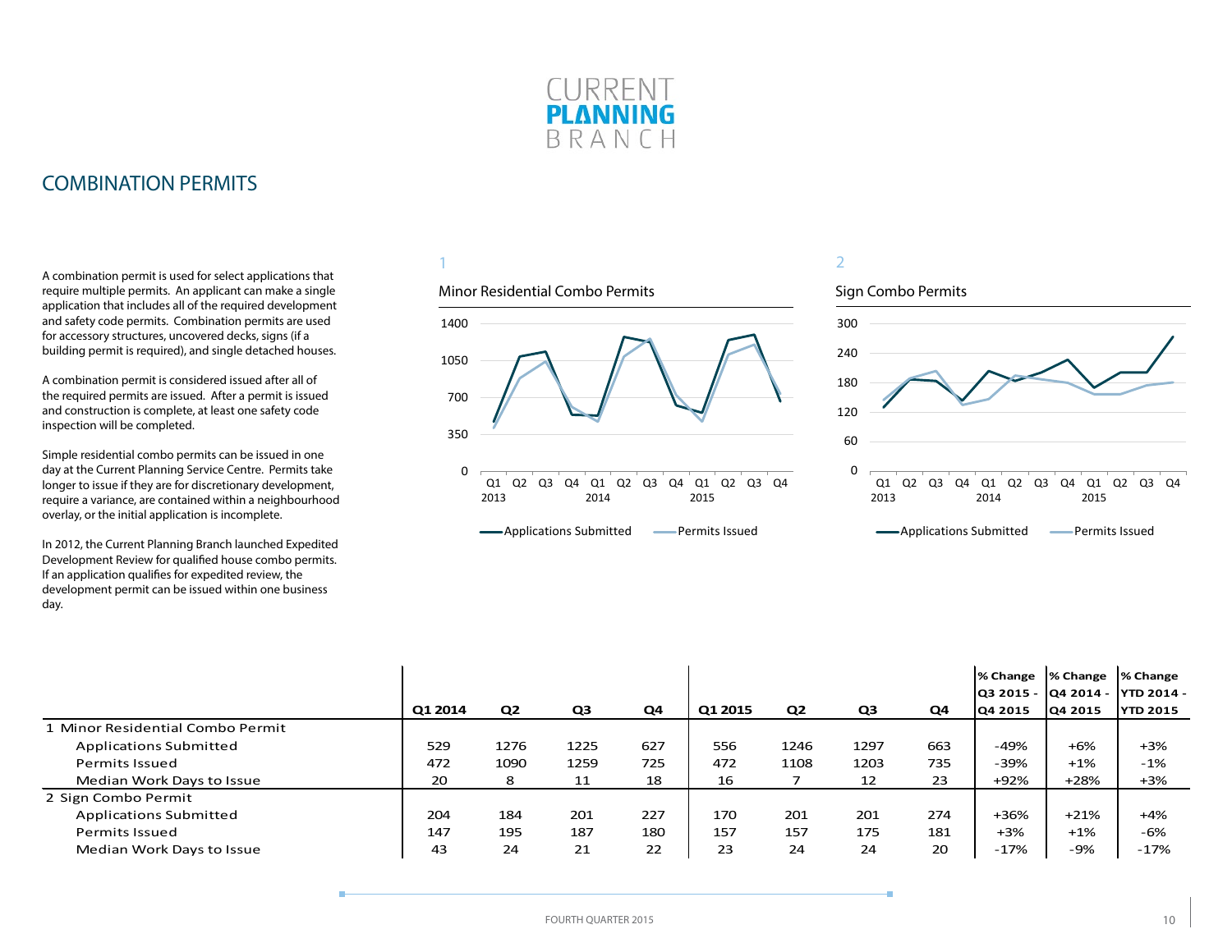# COMBINATION PERMITS

A combination permit is used for select applications that require multiple permits. An applicant can make a single application that includes all of the required development and safety code permits. Combination permits are used for accessory structures, uncovered decks, signs (if a building permit is required), and single detached houses.

A combination permit is considered issued after all of the required permits are issued. After a permit is issued and construction is complete, at least one safety code inspection will be completed.

Simple residential combo permits can be issued in one day at the Current Planning Service Centre. Permits take longer to issue if they are for discretionary development, require a variance, are contained within a neighbourhood overlay, or the initial application is incomplete.

In 2012, the Current Planning Branch launched Expedited Development Review for qualified house combo permits. If an application qualifies for expedited review, the development permit can be issued within one business day.

1

Minor Residential Combo Permits

2

Sign Combo Permits

| | Q1 2014 | Q2 | Q3 | Q4 | Q1 2015 | Q2 | Q3 | Q4 | % Change Q3 2015 - Q4 2015 | % Change Q4 2014 - Q4 2015 | % Change YTD 2014 - YTD 2015 |
|---|---|---|---|---|---|---|---|---|---|---|---|
| 1 Minor Residential Combo Permit | | | | | | | | | | | |
| Applications Submitted | 529 | 1276 | 1225 | 627 | 556 | 1246 | 1297 | 663 | -49% | +6% | +3% |
| Permits Issued | 472 | 1090 | 1259 | 725 | 472 | 1108 | 1203 | 735 | -39% | +1% | -1% |
| Median Work Days to Issue | 20 | 8 | 11 | 18 | 16 | 7 | 12 | 23 | +92% | +28% | +3% |
| 2 Sign Combo Permit | | | | | | | | | | | |
| Applications Submitted | 204 | 184 | 201 | 227 | 170 | 201 | 201 | 274 | +36% | +21% | +4% |
| Permits Issued | 147 | 195 | 187 | 180 | 157 | 157 | 175 | 181 | +3% | +1% | -6% |
| Median Work Days to Issue | 43 | 24 | 21 | 22 | 23 | 24 | 24 | 20 | -17% | -9% | -17% |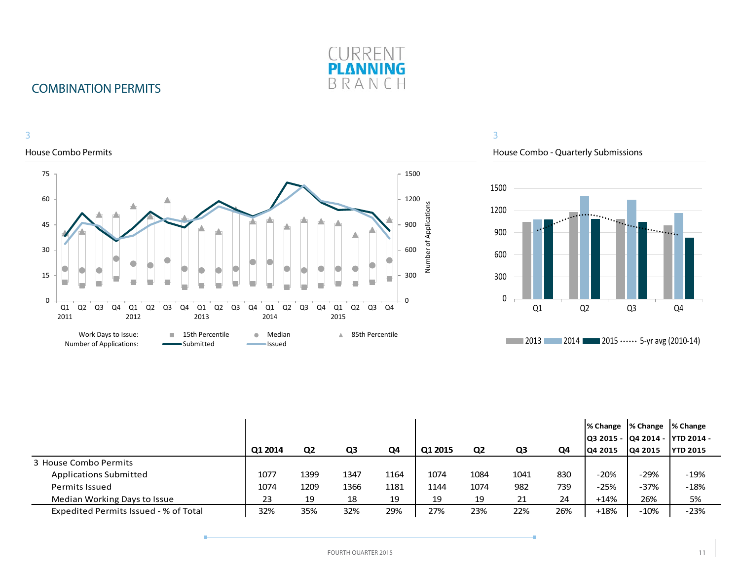# COMBINATION PERMITS

3

House Combo Permits

Work Days to Issue: 15th Percentile, Median, 85th Percentile
Number of Applications: Submitted, Issued

3

House Combo - Quarterly Submissions

2013 | 2014 | 2015 | 5-yr avg (2010-14)

| | Q1 2014 | Q2 | Q3 | Q4 | Q1 2015 | Q2 | Q3 | Q4 | % Change Q3 2015 - Q4 2015 | % Change Q4 2014 - Q4 2015 | % Change YTD 2014 - YTD 2015 |
|---|---|---|---|---|---|---|---|---|---|---|---|
| 3 House Combo Permits | | | | | | | | | | | |
| Applications Submitted | 1077 | 1399 | 1347 | 1164 | 1074 | 1084 | 1041 | 830 | -20% | -29% | -19% |
| Permits Issued | 1074 | 1209 | 1366 | 1181 | 1144 | 1074 | 982 | 739 | -25% | -37% | -18% |
| Median Working Days to Issue | 23 | 19 | 18 | 19 | 19 | 19 | 21 | 24 | +14% | 26% | 5% |
| Expedited Permits Issued - % of Total | 32% | 35% | 32% | 29% | 27% | 23% | 22% | 26% | +18% | -10% | -23% |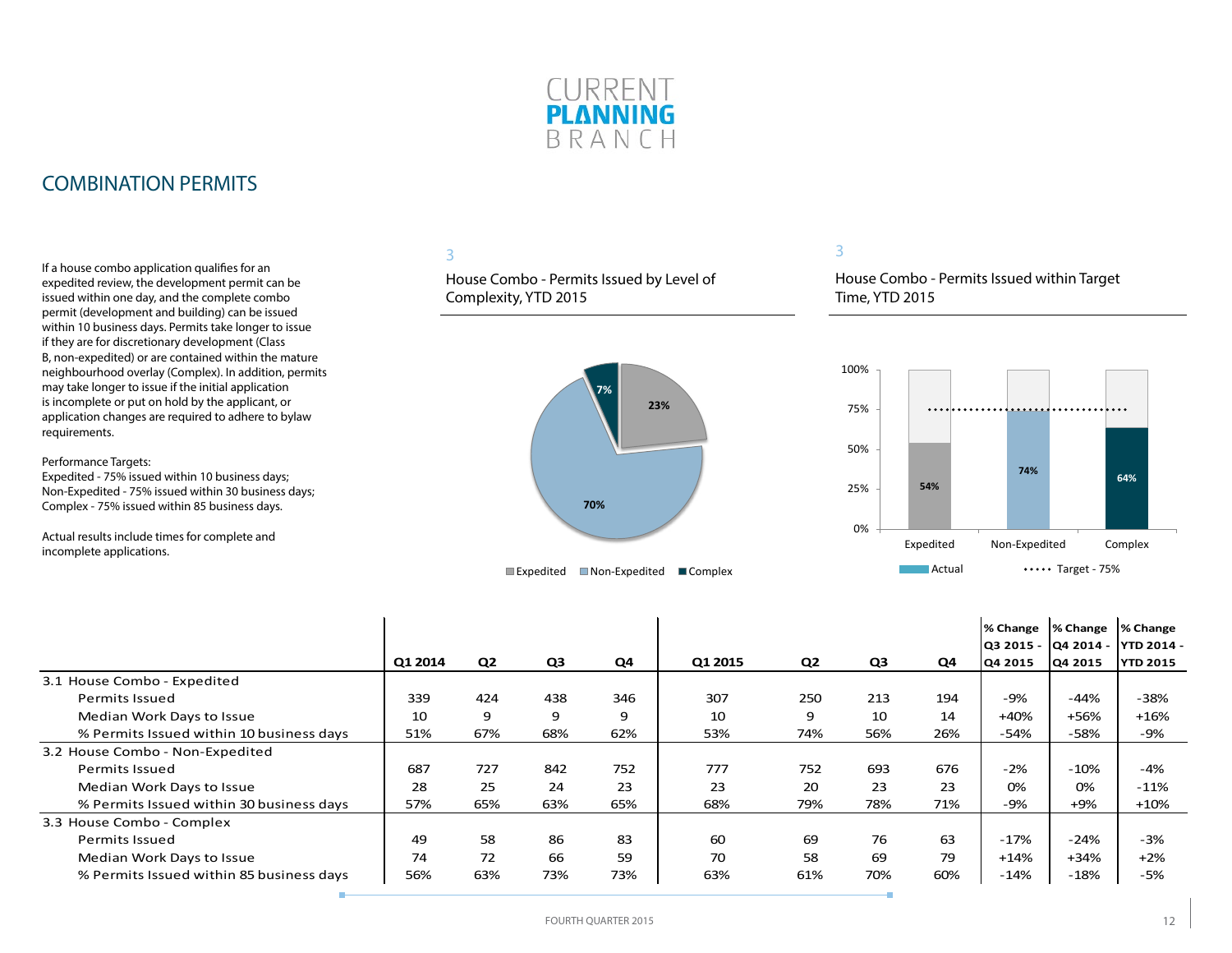CURRENT **PLANNING** BRANCH

## COMBINATION PERMITS

If a house combo application qualifies for an expedited review, the development permit can be issued within one day, and the complete combo permit (development and building) can be issued within 10 business days. Permits take longer to issue if they are for discretionary development (Class B, non-expedited) or are contained within the mature neighbourhood overlay (Complex). In addition, permits may take longer to issue if the initial application is incomplete or put on hold by the applicant, or application changes are required to adhere to bylaw requirements.

Performance Targets:
Expedited - 75% issued within 10 business days;
Non-Expedited - 75% issued within 30 business days;
Complex - 75% issued within 85 business days.

Actual results include times for complete and incomplete applications.

3

House Combo - Permits Issued by Level of Complexity, YTD 2015

| Level of Complexity | Share |
|---|---|
| Expedited | 23% |
| Non-Expedited | 70% |
| Complex | 7% |

3

House Combo - Permits Issued within Target Time, YTD 2015

| | Expedited | Non-Expedited | Complex |
|---|---|---|---|
| Actual | 54% | 74% | 64% |
| Target | 75% | 75% | 75% |

| | Q1 2014 | Q2 | Q3 | Q4 | Q1 2015 | Q2 | Q3 | Q4 | % Change Q3 2015 - Q4 2015 | % Change Q4 2014 - Q4 2015 | % Change YTD 2014 - YTD 2015 |
|---|---|---|---|---|---|---|---|---|---|---|---|
| **3.1 House Combo - Expedited** | | | | | | | | | | | |
| Permits Issued | 339 | 424 | 438 | 346 | 307 | 250 | 213 | 194 | -9% | -44% | -38% |
| Median Work Days to Issue | 10 | 9 | 9 | 9 | 10 | 9 | 10 | 14 | +40% | +56% | +16% |
| % Permits Issued within 10 business days | 51% | 67% | 68% | 62% | 53% | 74% | 56% | 26% | -54% | -58% | -9% |
| **3.2 House Combo - Non-Expedited** | | | | | | | | | | | |
| Permits Issued | 687 | 727 | 842 | 752 | 777 | 752 | 693 | 676 | -2% | -10% | -4% |
| Median Work Days to Issue | 28 | 25 | 24 | 23 | 23 | 20 | 23 | 23 | 0% | 0% | -11% |
| % Permits Issued within 30 business days | 57% | 65% | 63% | 65% | 68% | 79% | 78% | 71% | -9% | +9% | +10% |
| **3.3 House Combo - Complex** | | | | | | | | | | | |
| Permits Issued | 49 | 58 | 86 | 83 | 60 | 69 | 76 | 63 | -17% | -24% | -3% |
| Median Work Days to Issue | 74 | 72 | 66 | 59 | 70 | 58 | 69 | 79 | +14% | +34% | +2% |
| % Permits Issued within 85 business days | 56% | 63% | 73% | 73% | 63% | 61% | 70% | 60% | -14% | -18% | -5% |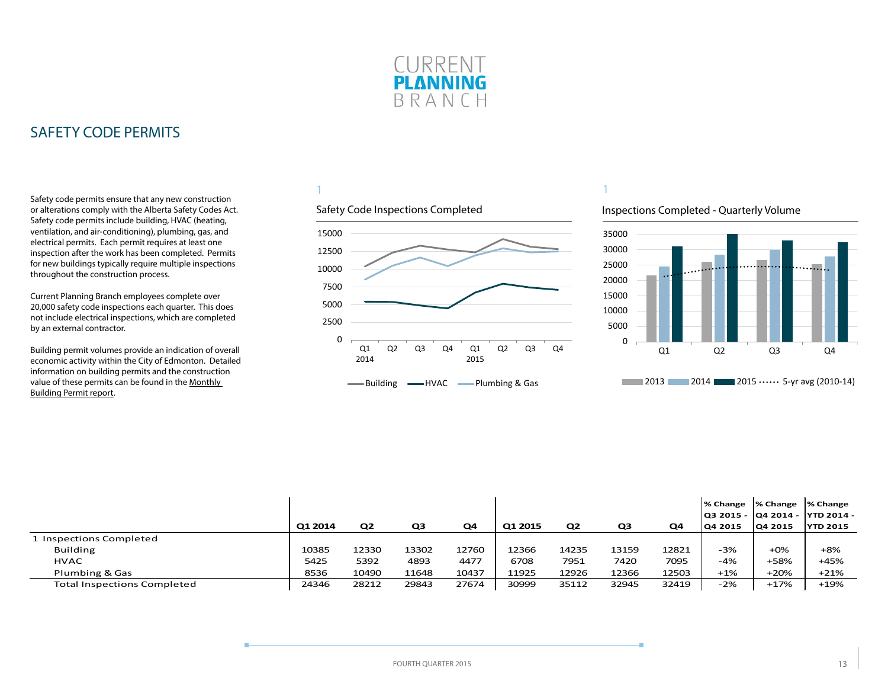# SAFETY CODE PERMITS

Safety code permits ensure that any new construction or alterations comply with the Alberta Safety Codes Act. Safety code permits include building, HVAC (heating, ventilation, and air-conditioning), plumbing, gas, and electrical permits. Each permit requires at least one inspection after the work has been completed. Permits for new buildings typically require multiple inspections throughout the construction process.

Current Planning Branch employees complete over 20,000 safety code inspections each quarter. This does not include electrical inspections, which are completed by an external contractor.

Building permit volumes provide an indication of overall economic activity within the City of Edmonton. Detailed information on building permits and the construction value of these permits can be found in the Monthly Building Permit report.

1

Safety Code Inspections Completed

1

Inspections Completed - Quarterly Volume

| | Q1 2014 | Q2 | Q3 | Q4 | Q1 2015 | Q2 | Q3 | Q4 | % Change Q3 2015 - Q4 2015 | % Change Q4 2014 - Q4 2015 | % Change YTD 2014 - YTD 2015 |
|---|---|---|---|---|---|---|---|---|---|---|---|
| 1 Inspections Completed | | | | | | | | | | | |
| Building | 10385 | 12330 | 13302 | 12760 | 12366 | 14235 | 13159 | 12821 | -3% | +0% | +8% |
| HVAC | 5425 | 5392 | 4893 | 4477 | 6708 | 7951 | 7420 | 7095 | -4% | +58% | +45% |
| Plumbing & Gas | 8536 | 10490 | 11648 | 10437 | 11925 | 12926 | 12366 | 12503 | +1% | +20% | +21% |
| Total Inspections Completed | 24346 | 28212 | 29843 | 27674 | 30999 | 35112 | 32945 | 32419 | -2% | +17% | +19% |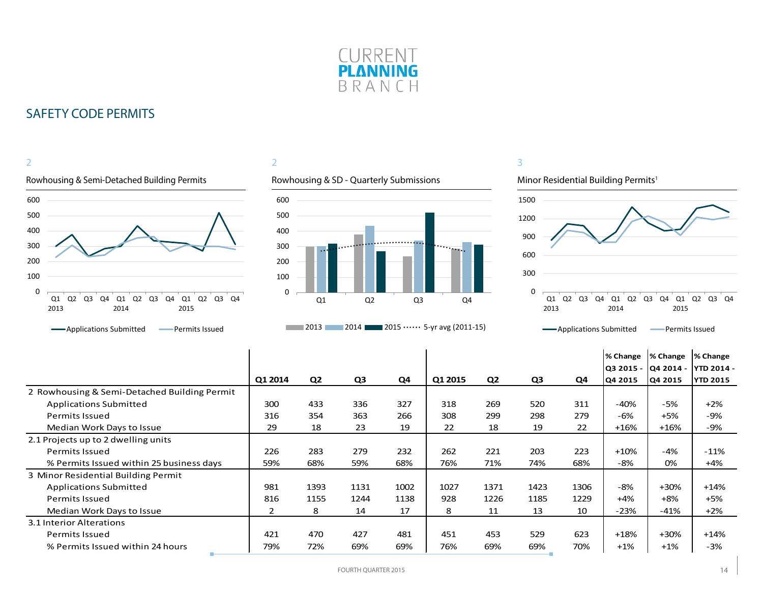# SAFETY CODE PERMITS

2

Rowhousing & Semi-Detached Building Permits

Applications Submitted — Permits Issued

2

Rowhousing & SD - Quarterly Submissions

2013 | 2014 | 2015 | 5-yr avg (2011-15)

3

Minor Residential Building Permits[1]

Applications Submitted — Permits Issued

| | Q1 2014 | Q2 | Q3 | Q4 | Q1 2015 | Q2 | Q3 | Q4 | % Change Q3 2015 - Q4 2015 | % Change Q4 2014 - Q4 2015 | % Change YTD 2014 - YTD 2015 |
|---|---|---|---|---|---|---|---|---|---|---|---|
| 2 Rowhousing & Semi-Detached Building Permit | | | | | | | | | | | |
| Applications Submitted | 300 | 433 | 336 | 327 | 318 | 269 | 520 | 311 | -40% | -5% | +2% |
| Permits Issued | 316 | 354 | 363 | 266 | 308 | 299 | 298 | 279 | -6% | +5% | -9% |
| Median Work Days to Issue | 29 | 18 | 23 | 19 | 22 | 18 | 19 | 22 | +16% | +16% | -9% |
| 2.1 Projects up to 2 dwelling units | | | | | | | | | | | |
| Permits Issued | 226 | 283 | 279 | 232 | 262 | 221 | 203 | 223 | +10% | -4% | -11% |
| % Permits Issued within 25 business days | 59% | 68% | 59% | 68% | 76% | 71% | 74% | 68% | -8% | 0% | +4% |
| 3 Minor Residential Building Permit | | | | | | | | | | | |
| Applications Submitted | 981 | 1393 | 1131 | 1002 | 1027 | 1371 | 1423 | 1306 | -8% | +30% | +14% |
| Permits Issued | 816 | 1155 | 1244 | 1138 | 928 | 1226 | 1185 | 1229 | +4% | +8% | +5% |
| Median Work Days to Issue | 2 | 8 | 14 | 17 | 8 | 11 | 13 | 10 | -23% | -41% | +2% |
| 3.1 Interior Alterations | | | | | | | | | | | |
| Permits Issued | 421 | 470 | 427 | 481 | 451 | 453 | 529 | 623 | +18% | +30% | +14% |
| % Permits Issued within 24 hours | 79% | 72% | 69% | 69% | 76% | 69% | 69% | 70% | +1% | +1% | -3% |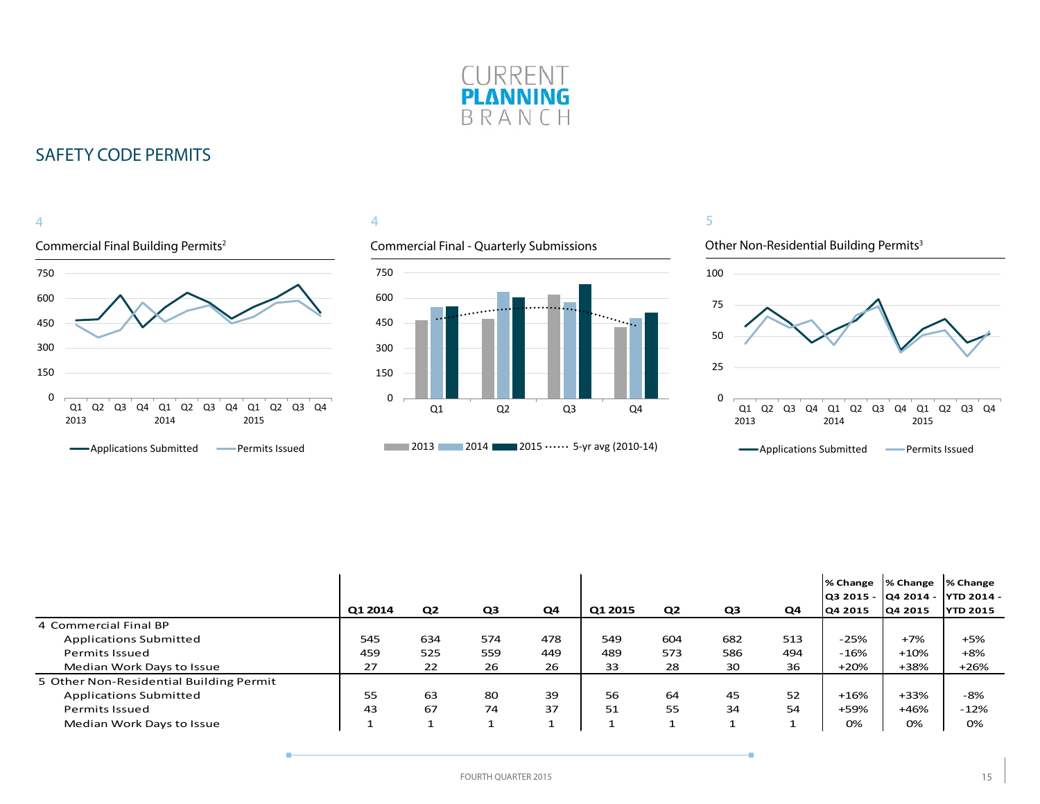CURRENT **PLANNING** BRANCH

## SAFETY CODE PERMITS

4

### Commercial Final Building Permits[2]

750
600
450
300
150
0

Q1 Q2 Q3 Q4 Q1 Q2 Q3 Q4 Q1 Q2 Q3 Q4
2013 2014 2015

Applications Submitted — Permits Issued

4

### Commercial Final - Quarterly Submissions

750
600
450
300
150
0

Q1 Q2 Q3 Q4

2013 2014 2015 5-yr avg (2010-14)

5

### Other Non-Residential Building Permits[3]

100
75
50
25
0

Q1 Q2 Q3 Q4 Q1 Q2 Q3 Q4 Q1 Q2 Q3 Q4
2013 2014 2015

Applications Submitted — Permits Issued

| | Q1 2014 | Q2 | Q3 | Q4 | Q1 2015 | Q2 | Q3 | Q4 | % Change Q3 2015 - Q4 2015 | % Change Q4 2014 - Q4 2015 | % Change YTD 2014 - YTD 2015 |
|---|---|---|---|---|---|---|---|---|---|---|---|
| 4 Commercial Final BP | | | | | | | | | | | |
| Applications Submitted | 545 | 634 | 574 | 478 | 549 | 604 | 682 | 513 | -25% | +7% | +5% |
| Permits Issued | 459 | 525 | 559 | 449 | 489 | 573 | 586 | 494 | -16% | +10% | +8% |
| Median Work Days to Issue | 27 | 22 | 26 | 26 | 33 | 28 | 30 | 36 | +20% | +38% | +26% |
| 5 Other Non-Residential Building Permit | | | | | | | | | | | |
| Applications Submitted | 55 | 63 | 80 | 39 | 56 | 64 | 45 | 52 | +16% | +33% | -8% |
| Permits Issued | 43 | 67 | 74 | 37 | 51 | 55 | 34 | 54 | +59% | +46% | -12% |
| Median Work Days to Issue | 1 | 1 | 1 | 1 | 1 | 1 | 1 | 1 | 0% | 0% | 0% |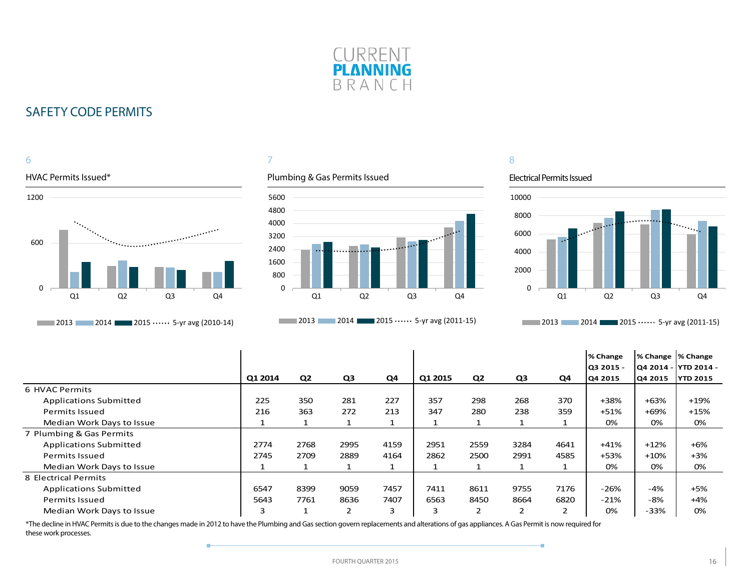# CURRENT PLANNING BRANCH

## SAFETY CODE PERMITS

6

HVAC Permits Issued*

7

Plumbing & Gas Permits Issued

8

Electrical Permits Issued

| | Q1 2014 | Q2 | Q3 | Q4 | Q1 2015 | Q2 | Q3 | Q4 | % Change Q3 2015 - Q4 2015 | % Change Q4 2014 - Q4 2015 | % Change YTD 2014 - YTD 2015 |
|---|---|---|---|---|---|---|---|---|---|---|---|
| **6 HVAC Permits** | | | | | | | | | | | |
| Applications Submitted | 225 | 350 | 281 | 227 | 357 | 298 | 268 | 370 | +38% | +63% | +19% |
| Permits Issued | 216 | 363 | 272 | 213 | 347 | 280 | 238 | 359 | +51% | +69% | +15% |
| Median Work Days to Issue | 1 | 1 | 1 | 1 | 1 | 1 | 1 | 1 | 0% | 0% | 0% |
| **7 Plumbing & Gas Permits** | | | | | | | | | | | |
| Applications Submitted | 2774 | 2768 | 2995 | 4159 | 2951 | 2559 | 3284 | 4641 | +41% | +12% | +6% |
| Permits Issued | 2745 | 2709 | 2889 | 4164 | 2862 | 2500 | 2991 | 4585 | +53% | +10% | +3% |
| Median Work Days to Issue | 1 | 1 | 1 | 1 | 1 | 1 | 1 | 1 | 0% | 0% | 0% |
| **8 Electrical Permits** | | | | | | | | | | | |
| Applications Submitted | 6547 | 8399 | 9059 | 7457 | 7411 | 8611 | 9755 | 7176 | -26% | -4% | +5% |
| Permits Issued | 5643 | 7761 | 8636 | 7407 | 6563 | 8450 | 8664 | 6820 | -21% | -8% | +4% |
| Median Work Days to Issue | 3 | 1 | 2 | 3 | 3 | 2 | 2 | 2 | 0% | -33% | 0% |

*The decline in HVAC Permits is due to the changes made in 2012 to have the Plumbing and Gas section govern replacements and alterations of gas appliances. A Gas Permit is now required for these work processes.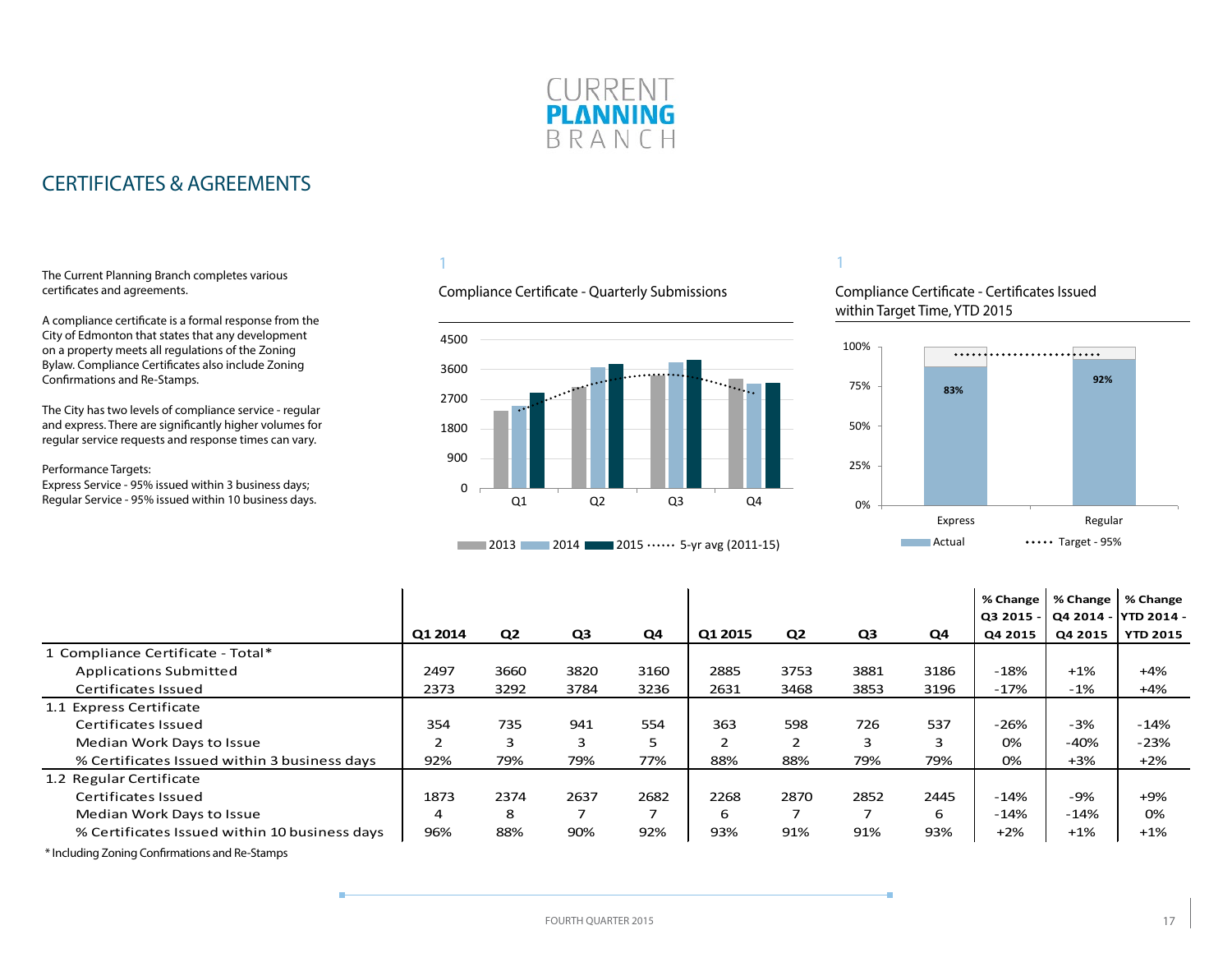# CURRENT PLANNING BRANCH

## CERTIFICATES & AGREEMENTS

The Current Planning Branch completes various certificates and agreements.

A compliance certificate is a formal response from the City of Edmonton that states that any development on a property meets all regulations of the Zoning Bylaw. Compliance Certificates also include Zoning Confirmations and Re-Stamps.

The City has two levels of compliance service - regular and express. There are significantly higher volumes for regular service requests and response times can vary.

Performance Targets:
Express Service - 95% issued within 3 business days;
Regular Service - 95% issued within 10 business days.

1

Compliance Certificate - Quarterly Submissions

2013 | 2014 | 2015 | 5-yr avg (2011-15)

1

Compliance Certificate - Certificates Issued within Target Time, YTD 2015

| | Express | Regular |
|---|---|---|
| Actual | 83% | 92% |

Target - 95%

| | Q1 2014 | Q2 | Q3 | Q4 | Q1 2015 | Q2 | Q3 | Q4 | % Change Q3 2015 - Q4 2015 | % Change Q4 2014 - Q4 2015 | % Change YTD 2014 - YTD 2015 |
|---|---|---|---|---|---|---|---|---|---|---|---|
| 1 Compliance Certificate - Total* | | | | | | | | | | | |
| Applications Submitted | 2497 | 3660 | 3820 | 3160 | 2885 | 3753 | 3881 | 3186 | -18% | +1% | +4% |
| Certificates Issued | 2373 | 3292 | 3784 | 3236 | 2631 | 3468 | 3853 | 3196 | -17% | -1% | +4% |
| 1.1 Express Certificate | | | | | | | | | | | |
| Certificates Issued | 354 | 735 | 941 | 554 | 363 | 598 | 726 | 537 | -26% | -3% | -14% |
| Median Work Days to Issue | 2 | 3 | 3 | 5 | 2 | 2 | 3 | 3 | 0% | -40% | -23% |
| % Certificates Issued within 3 business days | 92% | 79% | 79% | 77% | 88% | 88% | 79% | 79% | 0% | +3% | +2% |
| 1.2 Regular Certificate | | | | | | | | | | | |
| Certificates Issued | 1873 | 2374 | 2637 | 2682 | 2268 | 2870 | 2852 | 2445 | -14% | -9% | +9% |
| Median Work Days to Issue | 4 | 8 | 7 | 7 | 6 | 7 | 7 | 6 | -14% | -14% | 0% |
| % Certificates Issued within 10 business days | 96% | 88% | 90% | 92% | 93% | 91% | 91% | 93% | +2% | +1% | +1% |

\* Including Zoning Confirmations and Re-Stamps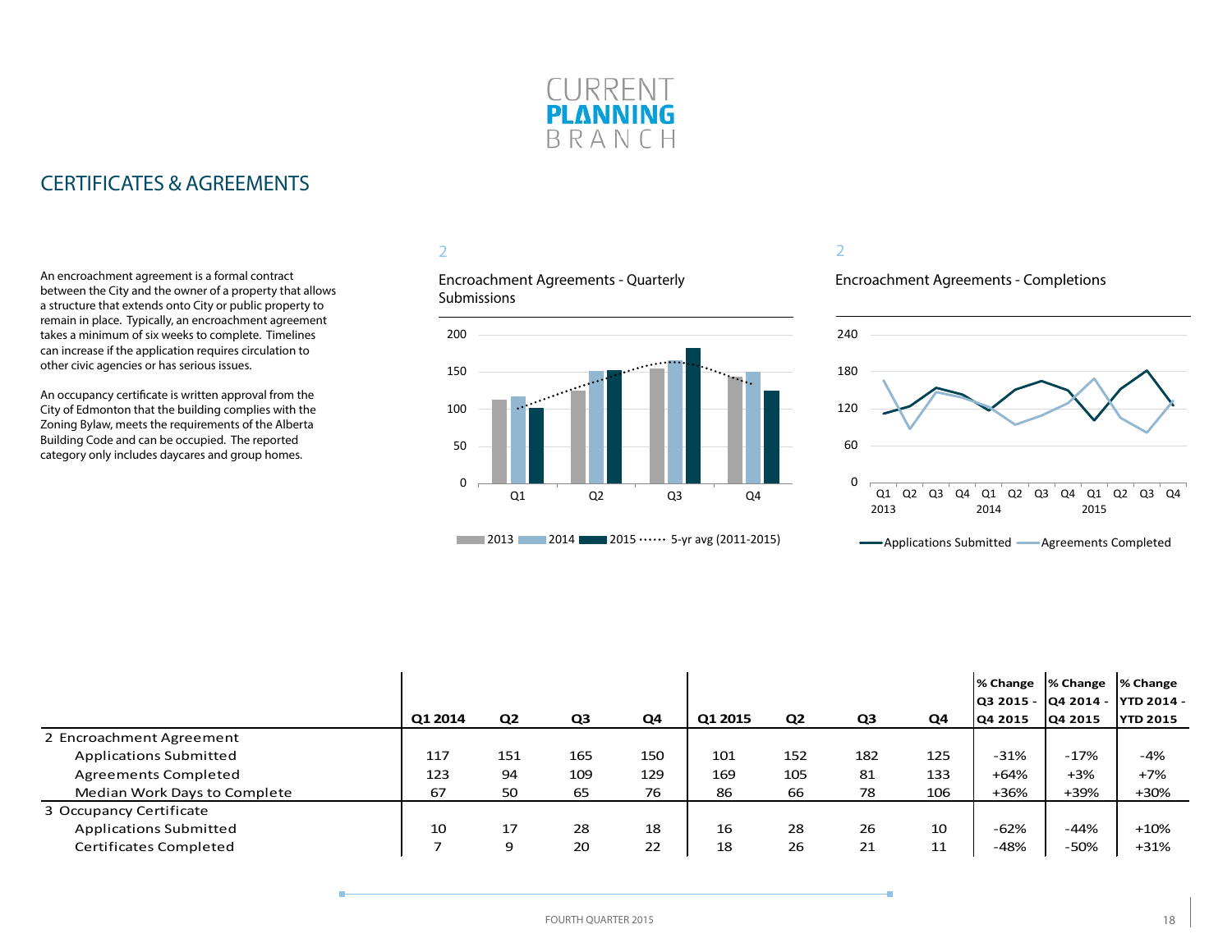CURRENT
**PLANNING**
BRANCH

# CERTIFICATES & AGREEMENTS

An encroachment agreement is a formal contract between the City and the owner of a property that allows a structure that extends onto City or public property to remain in place. Typically, an encroachment agreement takes a minimum of six weeks to complete. Timelines can increase if the application requires circulation to other civic agencies or has serious issues.

An occupancy certificate is written approval from the City of Edmonton that the building complies with the Zoning Bylaw, meets the requirements of the Alberta Building Code and can be occupied. The reported category only includes daycares and group homes.

2

Encroachment Agreements - Quarterly Submissions

2

Encroachment Agreements - Completions

| | Q1 2014 | Q2 | Q3 | Q4 | Q1 2015 | Q2 | Q3 | Q4 | % Change Q3 2015 - Q4 2015 | % Change Q4 2014 - Q4 2015 | % Change YTD 2014 - YTD 2015 |
|---|---|---|---|---|---|---|---|---|---|---|---|
| 2 Encroachment Agreement | | | | | | | | | | | |
| Applications Submitted | 117 | 151 | 165 | 150 | 101 | 152 | 182 | 125 | -31% | -17% | -4% |
| Agreements Completed | 123 | 94 | 109 | 129 | 169 | 105 | 81 | 133 | +64% | +3% | +7% |
| Median Work Days to Complete | 67 | 50 | 65 | 76 | 86 | 66 | 78 | 106 | +36% | +39% | +30% |
| 3 Occupancy Certificate | | | | | | | | | | | |
| Applications Submitted | 10 | 17 | 28 | 18 | 16 | 28 | 26 | 10 | -62% | -44% | +10% |
| Certificates Completed | 7 | 9 | 20 | 22 | 18 | 26 | 21 | 11 | -48% | -50% | +31% |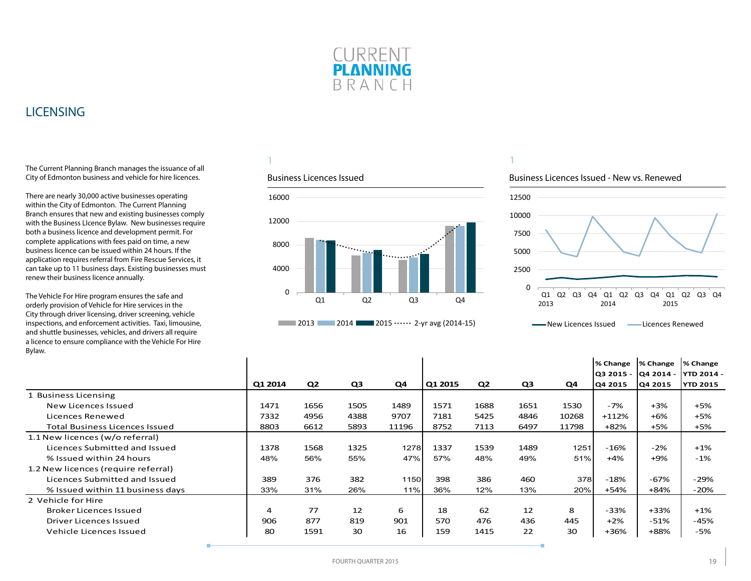# CURRENT PLANNING BRANCH

## LICENSING

The Current Planning Branch manages the issuance of all City of Edmonton business and vehicle for hire licences.

There are nearly 30,000 active businesses operating within the City of Edmonton. The Current Planning Branch ensures that new and existing businesses comply with the Business LIcence Bylaw. New businesses require both a business licence and development permit. For complete applications with fees paid on time, a new business licence can be issued within 24 hours. If the application requires referral from Fire Rescue Services, it can take up to 11 business days. Existing businesses must renew their business licence annually.

The Vehicle For Hire program ensures the safe and orderly provision of Vehicle for Hire services in the City through driver licensing, driver screening, vehicle inspections, and enforcement activities. Taxi, limousine, and shuttle businesses, vehicles, and drivers all require a licence to ensure compliance with the Vehicle For Hire Bylaw.

1

Business Licences Issued

2013 | 2014 | 2015 | 2-yr avg (2014-15)

1

Business Licences Issued - New vs. Renewed

New Licences Issued | Licences Renewed

| | Q1 2014 | Q2 | Q3 | Q4 | Q1 2015 | Q2 | Q3 | Q4 | % Change Q3 2015 - Q4 2015 | % Change Q4 2014 - Q4 2015 | % Change YTD 2014 - YTD 2015 |
|---|---|---|---|---|---|---|---|---|---|---|---|
| 1 Business Licensing | | | | | | | | | | | |
| New Licences Issued | 1471 | 1656 | 1505 | 1489 | 1571 | 1688 | 1651 | 1530 | -7% | +3% | +5% |
| Licences Renewed | 7332 | 4956 | 4388 | 9707 | 7181 | 5425 | 4846 | 10268 | +112% | +6% | +5% |
| Total Business Licences Issued | 8803 | 6612 | 5893 | 11196 | 8752 | 7113 | 6497 | 11798 | +82% | +5% | +5% |
| 1.1 New licences (w/o referral) | | | | | | | | | | | |
| Licences Submitted and Issued | 1378 | 1568 | 1325 | 1278 | 1337 | 1539 | 1489 | 1251 | -16% | -2% | +1% |
| % Issued within 24 hours | 48% | 56% | 55% | 47% | 57% | 48% | 49% | 51% | +4% | +9% | -1% |
| 1.2 New licences (require referral) | | | | | | | | | | | |
| Licences Submitted and Issued | 389 | 376 | 382 | 1150 | 398 | 386 | 460 | 378 | -18% | -67% | -29% |
| % Issued within 11 business days | 33% | 31% | 26% | 11% | 36% | 12% | 13% | 20% | +54% | +84% | -20% |
| 2 Vehicle for Hire | | | | | | | | | | | |
| Broker Licences Issued | 4 | 77 | 12 | 6 | 18 | 62 | 12 | 8 | -33% | +33% | +1% |
| Driver Licences Issued | 906 | 877 | 819 | 901 | 570 | 476 | 436 | 445 | +2% | -51% | -45% |
| Vehicle Licences Issued | 80 | 1591 | 30 | 16 | 159 | 1415 | 22 | 30 | +36% | +88% | -5% |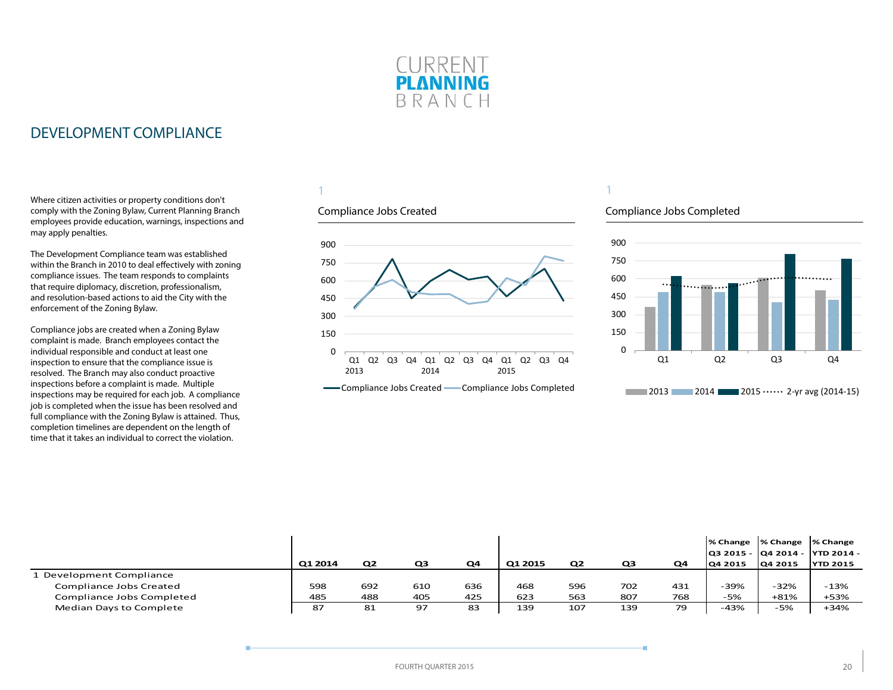# DEVELOPMENT COMPLIANCE

Where citizen activities or property conditions don't comply with the Zoning Bylaw, Current Planning Branch employees provide education, warnings, inspections and may apply penalties.

The Development Compliance team was established within the Branch in 2010 to deal effectively with zoning compliance issues. The team responds to complaints that require diplomacy, discretion, professionalism, and resolution-based actions to aid the City with the enforcement of the Zoning Bylaw.

Compliance jobs are created when a Zoning Bylaw complaint is made. Branch employees contact the individual responsible and conduct at least one inspection to ensure that the compliance issue is resolved. The Branch may also conduct proactive inspections before a complaint is made. Multiple inspections may be required for each job. A compliance job is completed when the issue has been resolved and full compliance with the Zoning Bylaw is attained. Thus, completion timelines are dependent on the length of time that it takes an individual to correct the violation.

1

Compliance Jobs Created

1

Compliance Jobs Completed

| | Q1 2014 | Q2 | Q3 | Q4 | Q1 2015 | Q2 | Q3 | Q4 | % Change Q3 2015 - Q4 2015 | % Change Q4 2014 - Q4 2015 | % Change YTD 2014 - YTD 2015 |
|---|---|---|---|---|---|---|---|---|---|---|---|
| 1 Development Compliance | | | | | | | | | | | |
| Compliance Jobs Created | 598 | 692 | 610 | 636 | 468 | 596 | 702 | 431 | -39% | -32% | -13% |
| Compliance Jobs Completed | 485 | 488 | 405 | 425 | 623 | 563 | 807 | 768 | -5% | +81% | +53% |
| Median Days to Complete | 87 | 81 | 97 | 83 | 139 | 107 | 139 | 79 | -43% | -5% | +34% |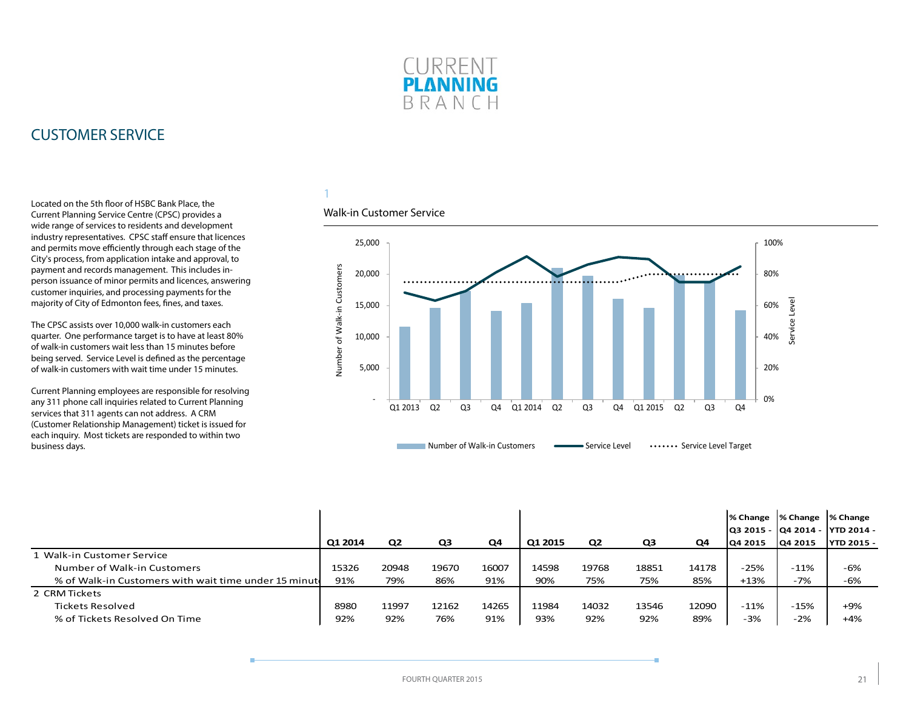# CURRENT PLANNING BRANCH

## CUSTOMER SERVICE

Located on the 5th floor of HSBC Bank Place, the Current Planning Service Centre (CPSC) provides a wide range of services to residents and development industry representatives. CPSC staff ensure that licences and permits move efficiently through each stage of the City's process, from application intake and approval, to payment and records management. This includes in-person issuance of minor permits and licences, answering customer inquiries, and processing payments for the majority of City of Edmonton fees, fines, and taxes.

The CPSC assists over 10,000 walk-in customers each quarter. One performance target is to have at least 80% of walk-in customers wait less than 15 minutes before being served. Service Level is defined as the percentage of walk-in customers with wait time under 15 minutes.

Current Planning employees are responsible for resolving any 311 phone call inquiries related to Current Planning services that 311 agents can not address. A CRM (Customer Relationship Management) ticket is issued for each inquiry. Most tickets are responded to within two business days.

1

Walk-in Customer Service

Number of Walk-in Customers | Service Level | Service Level Target

| | Q1 2014 | Q2 | Q3 | Q4 | Q1 2015 | Q2 | Q3 | Q4 | % Change Q3 2015 - Q4 2015 | % Change Q4 2014 - Q4 2015 | % Change YTD 2014 - YTD 2015 - |
|---|---|---|---|---|---|---|---|---|---|---|---|
| 1 Walk-in Customer Service | | | | | | | | | | | |
| Number of Walk-in Customers | 15326 | 20948 | 19670 | 16007 | 14598 | 19768 | 18851 | 14178 | -25% | -11% | -6% |
| % of Walk-in Customers with wait time under 15 minute | 91% | 79% | 86% | 91% | 90% | 75% | 75% | 85% | +13% | -7% | -6% |
| 2 CRM Tickets | | | | | | | | | | | |
| Tickets Resolved | 8980 | 11997 | 12162 | 14265 | 11984 | 14032 | 13546 | 12090 | -11% | -15% | +9% |
| % of Tickets Resolved On Time | 92% | 92% | 76% | 91% | 93% | 92% | 92% | 89% | -3% | -2% | +4% |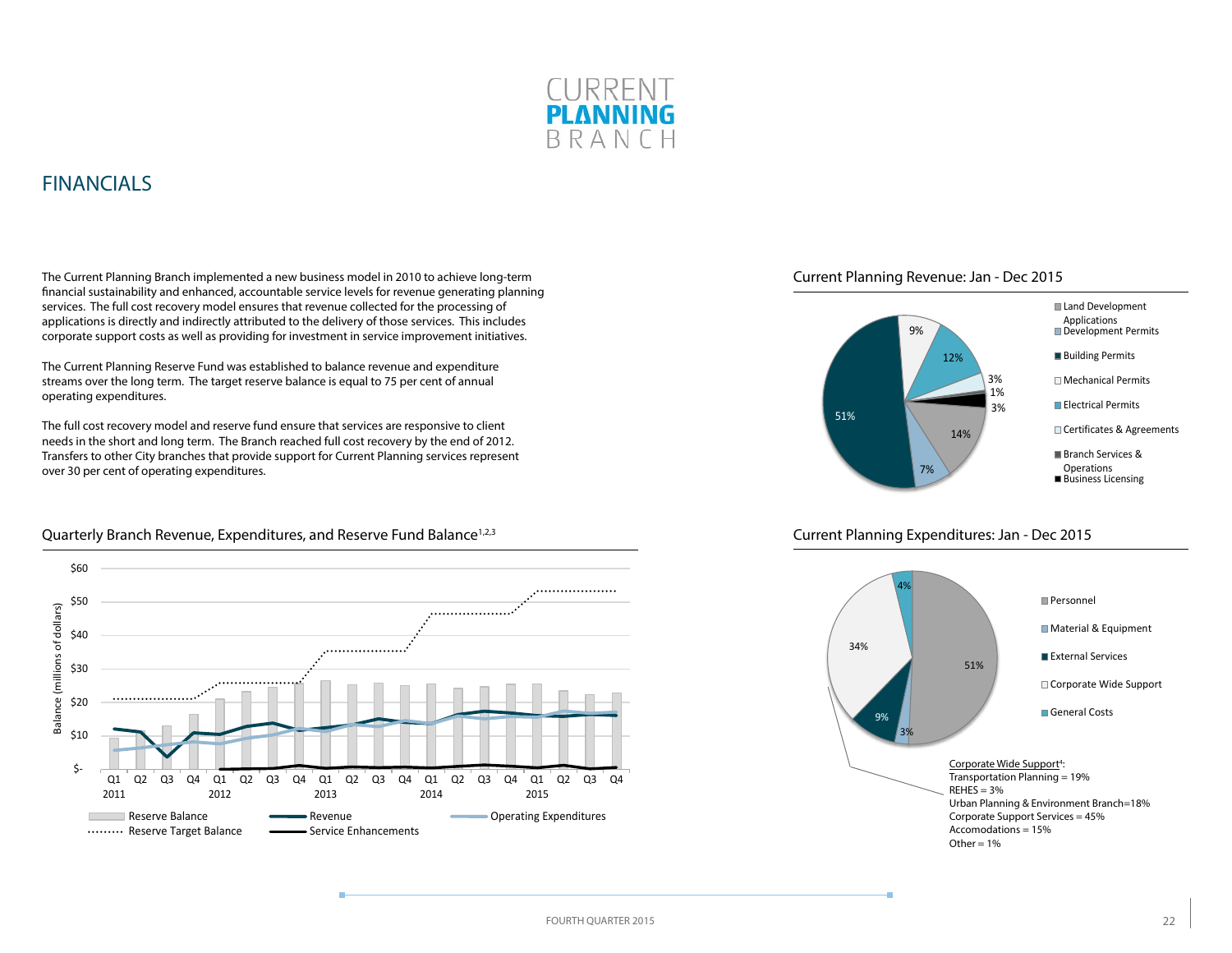# CURRENT PLANNING BRANCH

## FINANCIALS

The Current Planning Branch implemented a new business model in 2010 to achieve long-term financial sustainability and enhanced, accountable service levels for revenue generating planning services. The full cost recovery model ensures that revenue collected for the processing of applications is directly and indirectly attributed to the delivery of those services. This includes corporate support costs as well as providing for investment in service improvement initiatives.

The Current Planning Reserve Fund was established to balance revenue and expenditure streams over the long term. The target reserve balance is equal to 75 per cent of annual operating expenditures.

The full cost recovery model and reserve fund ensure that services are responsive to client needs in the short and long term. The Branch reached full cost recovery by the end of 2012. Transfers to other City branches that provide support for Current Planning services represent over 30 per cent of operating expenditures.

### Quarterly Branch Revenue, Expenditures, and Reserve Fund Balance[1,2,3]

Balance (millions of dollars): $-, $10, $20, $30, $40, $50, $60

Q1 2011, Q2, Q3, Q4, Q1 2012, Q2, Q3, Q4, Q1 2013, Q2, Q3, Q4, Q1 2014, Q2, Q3, Q4, Q1 2015, Q2, Q3, Q4

Reserve Balance · Revenue · Operating Expenditures · Reserve Target Balance · Service Enhancements

### Current Planning Revenue: Jan - Dec 2015

- Land Development Applications
- Development Permits
- Building Permits
- Mechanical Permits
- Electrical Permits
- Certificates & Agreements
- Branch Services & Operations
- Business Licensing

51%, 9%, 12%, 3%, 1%, 3%, 14%, 7%

### Current Planning Expenditures: Jan - Dec 2015

- Personnel: 51%
- Material & Equipment: 3%
- External Services: 9%
- Corporate Wide Support: 34%
- General Costs: 4%

Corporate Wide Support[4]:
Transportation Planning = 19%
REHES = 3%
Urban Planning & Environment Branch=18%
Corporate Support Services = 45%
Accomodations = 15%
Other = 1%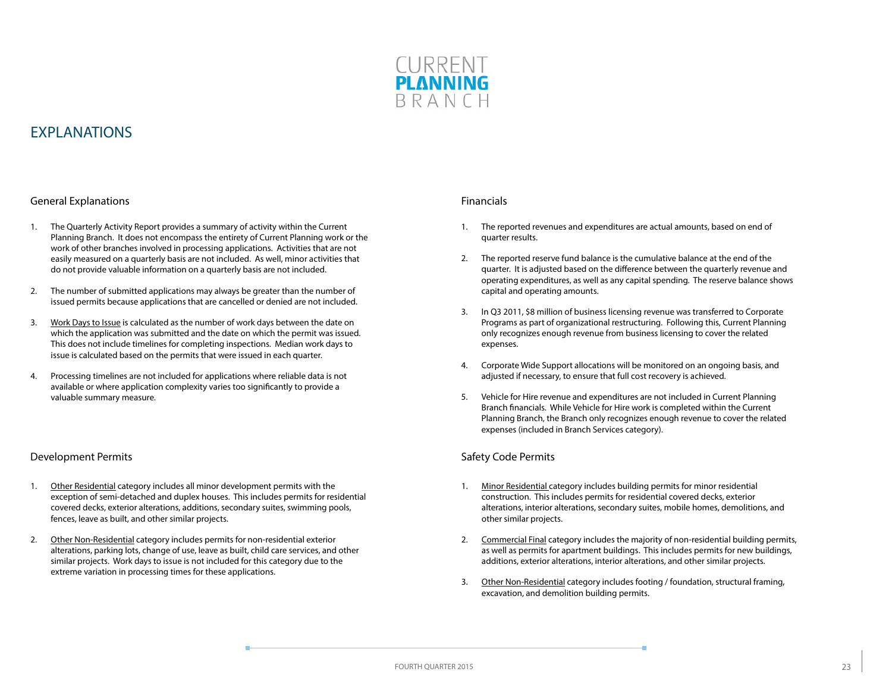# EXPLANATIONS

## General Explanations

1. The Quarterly Activity Report provides a summary of activity within the Current Planning Branch. It does not encompass the entirety of Current Planning work or the work of other branches involved in processing applications. Activities that are not easily measured on a quarterly basis are not included. As well, minor activities that do not provide valuable information on a quarterly basis are not included.

2. The number of submitted applications may always be greater than the number of issued permits because applications that are cancelled or denied are not included.

3. Work Days to Issue is calculated as the number of work days between the date on which the application was submitted and the date on which the permit was issued. This does not include timelines for completing inspections. Median work days to issue is calculated based on the permits that were issued in each quarter.

4. Processing timelines are not included for applications where reliable data is not available or where application complexity varies too significantly to provide a valuable summary measure.

## Development Permits

1. Other Residential category includes all minor development permits with the exception of semi-detached and duplex houses. This includes permits for residential covered decks, exterior alterations, additions, secondary suites, swimming pools, fences, leave as built, and other similar projects.

2. Other Non-Residential category includes permits for non-residential exterior alterations, parking lots, change of use, leave as built, child care services, and other similar projects. Work days to issue is not included for this category due to the extreme variation in processing times for these applications.

## Financials

1. The reported revenues and expenditures are actual amounts, based on end of quarter results.

2. The reported reserve fund balance is the cumulative balance at the end of the quarter. It is adjusted based on the difference between the quarterly revenue and operating expenditures, as well as any capital spending. The reserve balance shows capital and operating amounts.

3. In Q3 2011, $8 million of business licensing revenue was transferred to Corporate Programs as part of organizational restructuring. Following this, Current Planning only recognizes enough revenue from business licensing to cover the related expenses.

4. Corporate Wide Support allocations will be monitored on an ongoing basis, and adjusted if necessary, to ensure that full cost recovery is achieved.

5. Vehicle for Hire revenue and expenditures are not included in Current Planning Branch financials. While Vehicle for Hire work is completed within the Current Planning Branch, the Branch only recognizes enough revenue to cover the related expenses (included in Branch Services category).

## Safety Code Permits

1. Minor Residential category includes building permits for minor residential construction. This includes permits for residential covered decks, exterior alterations, interior alterations, secondary suites, mobile homes, demolitions, and other similar projects.

2. Commercial Final category includes the majority of non-residential building permits, as well as permits for apartment buildings. This includes permits for new buildings, additions, exterior alterations, interior alterations, and other similar projects.

3. Other Non-Residential category includes footing / foundation, structural framing, excavation, and demolition building permits.